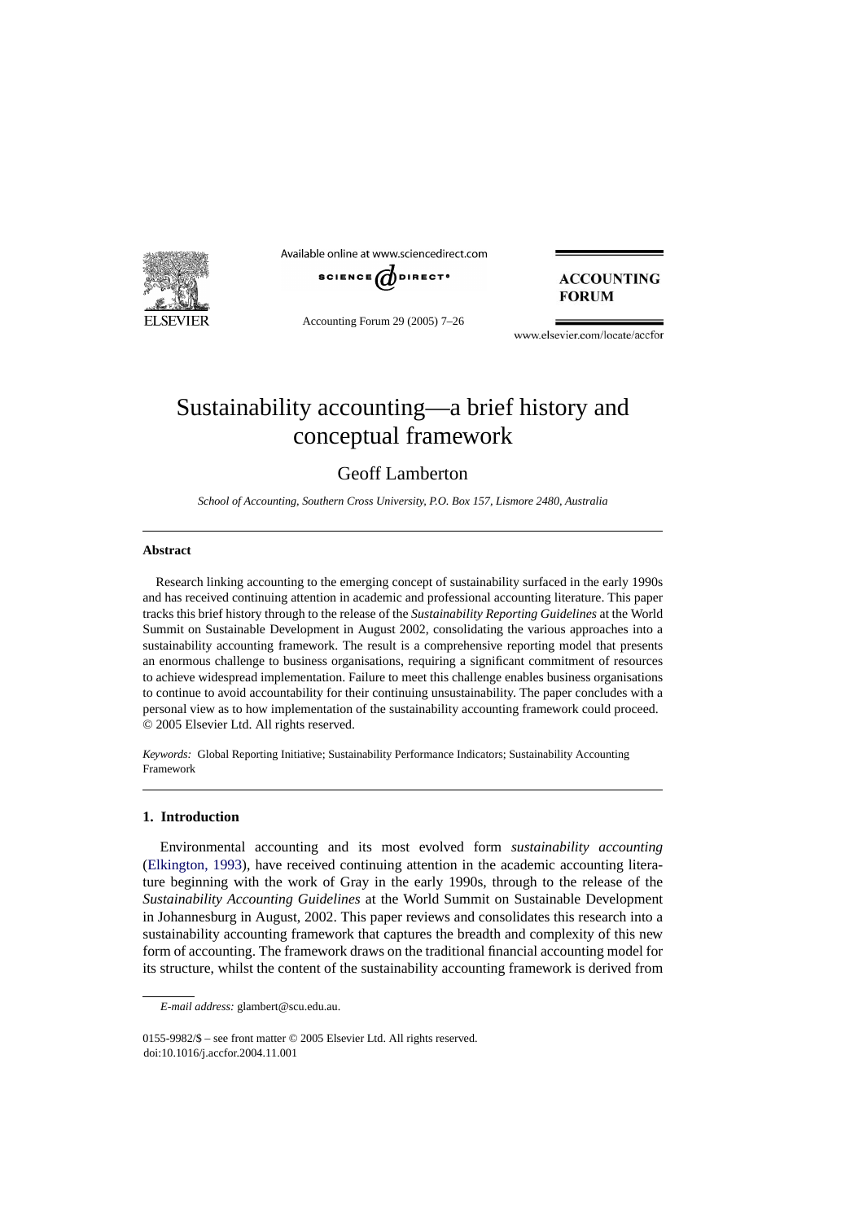# Sustainability accounting—a brief history and conceptual framework

Geoff Lamberton

*School of Accounting, Southern Cross University, P.O. Box 157, Lismore 2480, Australia*

---

**Abstract**

Research linking accounting to the emerging concept of sustainability surfaced in the early 1990s and has received continuing attention in academic and professional accounting literature. This paper tracks this brief history through to the release of the *Sustainability Reporting Guidelines* at the World Summit on Sustainable Development in August 2002, consolidating the various approaches into a sustainability accounting framework. The result is a comprehensive reporting model that presents an enormous challenge to business organisations, requiring a significant commitment of resources to achieve widespread implementation. Failure to meet this challenge enables business organisations to continue to avoid accountability for their continuing unsustainability. The paper concludes with a personal view as to how implementation of the sustainability accounting framework could proceed.
© 2005 Elsevier Ltd. All rights reserved.

*Keywords:* Global Reporting Initiative; Sustainability Performance Indicators; Sustainability Accounting Framework

---

## 1. Introduction

Environmental accounting and its most evolved form *sustainability accounting* (Elkington, 1993), have received continuing attention in the academic accounting literature beginning with the work of Gray in the early 1990s, through to the release of the *Sustainability Accounting Guidelines* at the World Summit on Sustainable Development in Johannesburg in August, 2002. This paper reviews and consolidates this research into a sustainability accounting framework that captures the breadth and complexity of this new form of accounting. The framework draws on the traditional financial accounting model for its structure, whilst the content of the sustainability accounting framework is derived from

---

*E-mail address:* glambert@scu.edu.au.

0155-9982/$ – see front matter © 2005 Elsevier Ltd. All rights reserved.
doi:10.1016/j.accfor.2004.11.001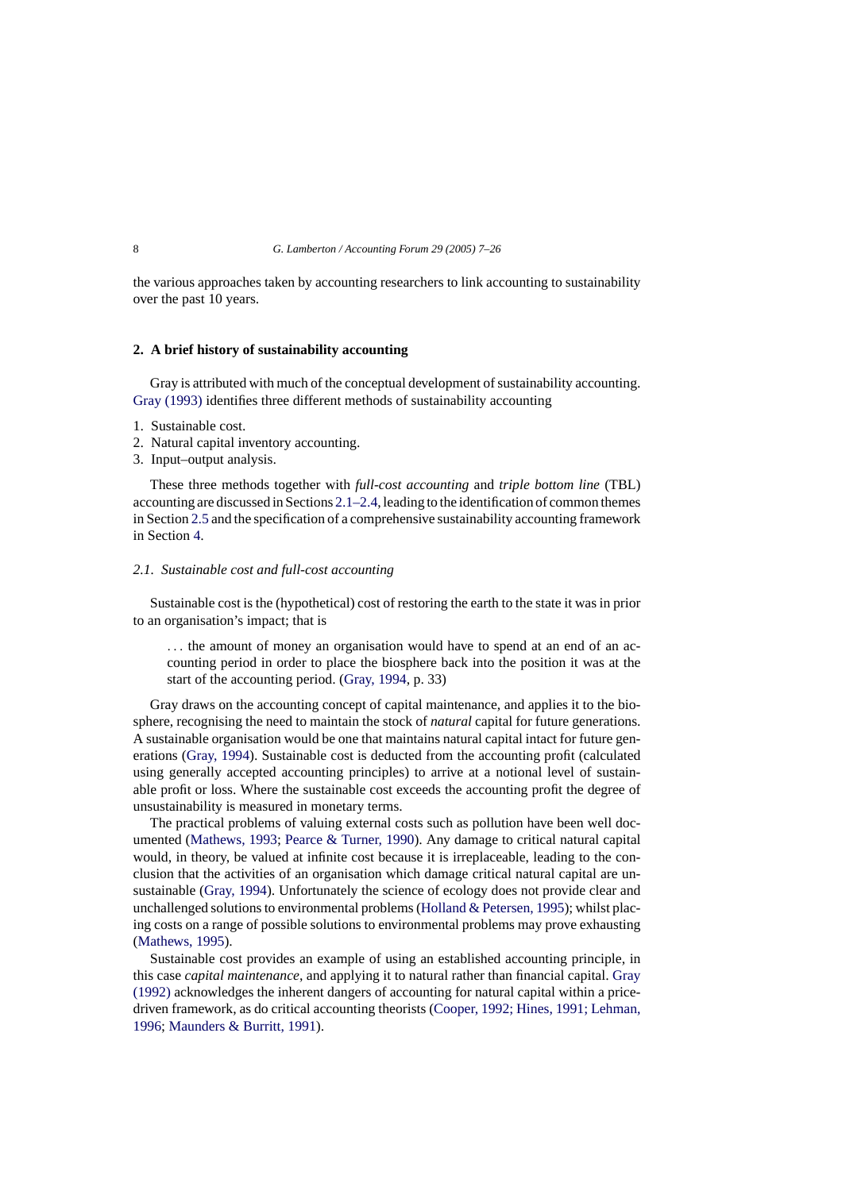the various approaches taken by accounting researchers to link accounting to sustainability over the past 10 years.

## 2. A brief history of sustainability accounting

Gray is attributed with much of the conceptual development of sustainability accounting. Gray (1993) identifies three different methods of sustainability accounting

1. Sustainable cost.
2. Natural capital inventory accounting.
3. Input–output analysis.

These three methods together with *full-cost accounting* and *triple bottom line* (TBL) accounting are discussed in Sections 2.1–2.4, leading to the identification of common themes in Section 2.5 and the specification of a comprehensive sustainability accounting framework in Section 4.

### *2.1. Sustainable cost and full-cost accounting*

Sustainable cost is the (hypothetical) cost of restoring the earth to the state it was in prior to an organisation's impact; that is

> . . . the amount of money an organisation would have to spend at an end of an accounting period in order to place the biosphere back into the position it was at the start of the accounting period. (Gray, 1994, p. 33)

Gray draws on the accounting concept of capital maintenance, and applies it to the biosphere, recognising the need to maintain the stock of *natural* capital for future generations. A sustainable organisation would be one that maintains natural capital intact for future generations (Gray, 1994). Sustainable cost is deducted from the accounting profit (calculated using generally accepted accounting principles) to arrive at a notional level of sustainable profit or loss. Where the sustainable cost exceeds the accounting profit the degree of unsustainability is measured in monetary terms.

The practical problems of valuing external costs such as pollution have been well documented (Mathews, 1993; Pearce & Turner, 1990). Any damage to critical natural capital would, in theory, be valued at infinite cost because it is irreplaceable, leading to the conclusion that the activities of an organisation which damage critical natural capital are unsustainable (Gray, 1994). Unfortunately the science of ecology does not provide clear and unchallenged solutions to environmental problems (Holland & Petersen, 1995); whilst placing costs on a range of possible solutions to environmental problems may prove exhausting (Mathews, 1995).

Sustainable cost provides an example of using an established accounting principle, in this case *capital maintenance*, and applying it to natural rather than financial capital. Gray (1992) acknowledges the inherent dangers of accounting for natural capital within a price-driven framework, as do critical accounting theorists (Cooper, 1992; Hines, 1991; Lehman, 1996; Maunders & Burritt, 1991).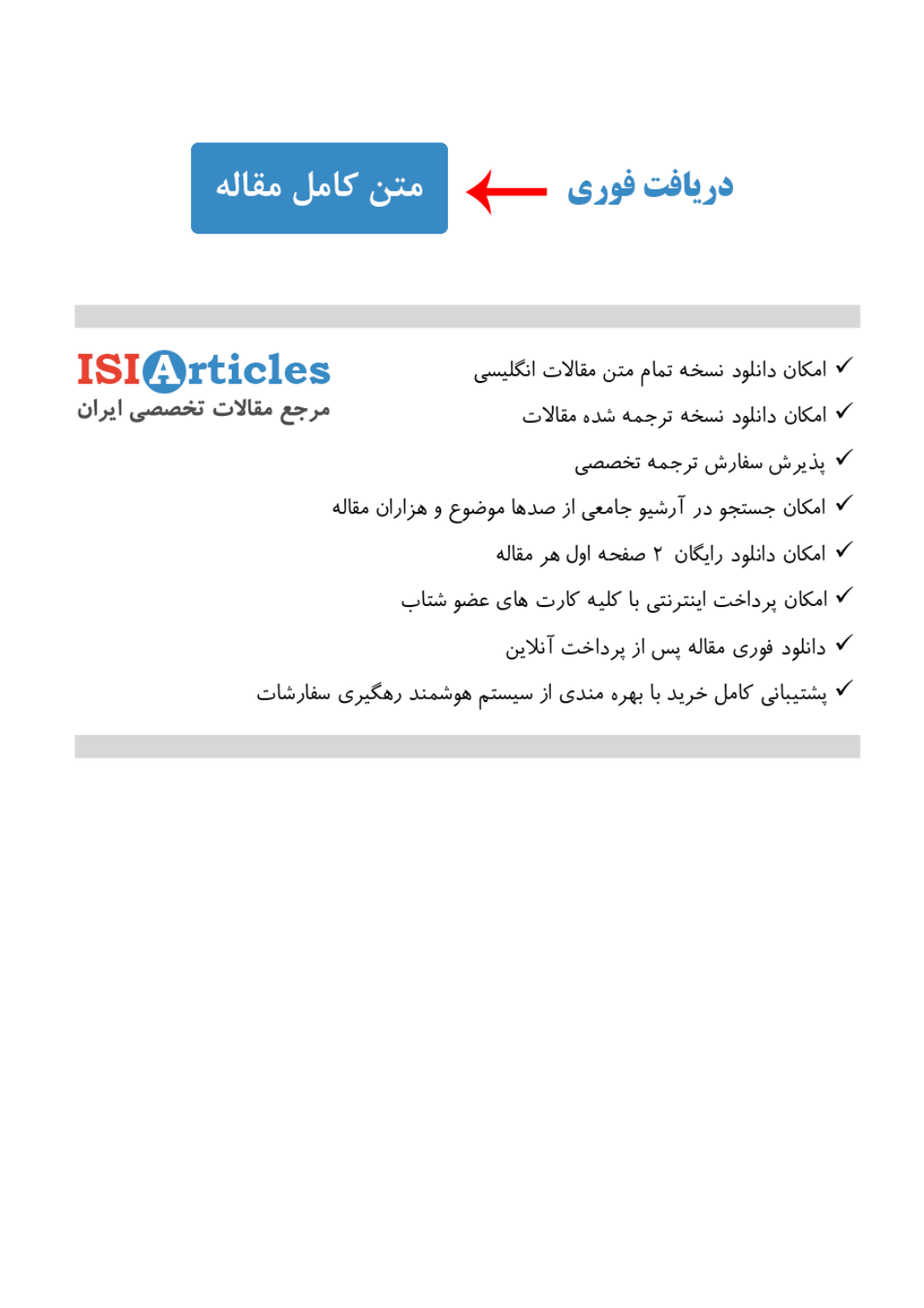دریافت فوری ← متن کامل مقاله

**ISIArticles**
مرجع مقالات تخصصی ایران

- ✓ امکان دانلود نسخه تمام متن مقالات انگلیسی
- ✓ امکان دانلود نسخه ترجمه شده مقالات
- ✓ پذیرش سفارش ترجمه تخصصی
- ✓ امکان جستجو در آرشیو جامعی از صدها موضوع و هزاران مقاله
- ✓ امکان دانلود رایگان ۲ صفحه اول هر مقاله
- ✓ امکان پرداخت اینترنتی با کلیه کارت های عضو شتاب
- ✓ دانلود فوری مقاله پس از پرداخت آنلاین
- ✓ پشتیبانی کامل خرید با بهره مندی از سیستم هوشمند رهگیری سفارشات